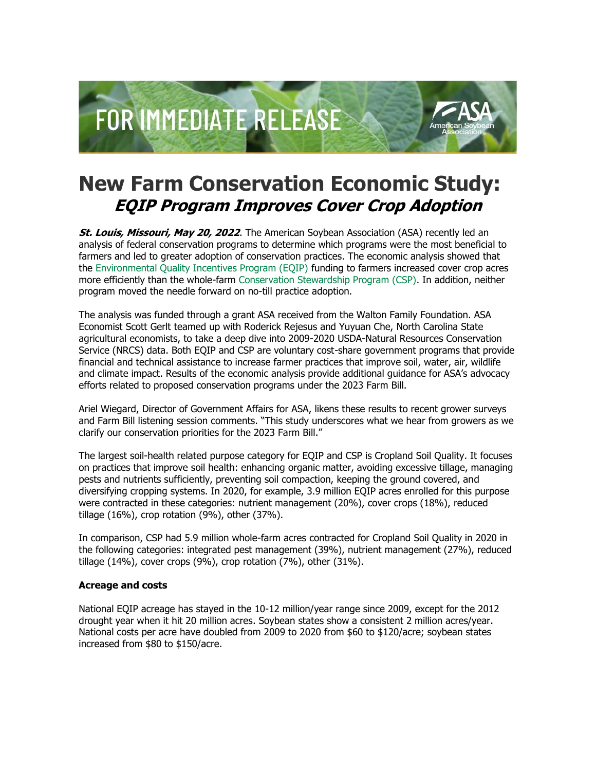FOR IMMEDIATE RELEASE

# New Farm Conservation Economic Study:
## *EQIP Program Improves Cover Crop Adoption*

***St. Louis, Missouri, May 20, 2022***. The American Soybean Association (ASA) recently led an analysis of federal conservation programs to determine which programs were the most beneficial to farmers and led to greater adoption of conservation practices. The economic analysis showed that the Environmental Quality Incentives Program (EQIP) funding to farmers increased cover crop acres more efficiently than the whole-farm Conservation Stewardship Program (CSP). In addition, neither program moved the needle forward on no-till practice adoption.

The analysis was funded through a grant ASA received from the Walton Family Foundation. ASA Economist Scott Gerlt teamed up with Roderick Rejesus and Yuyuan Che, North Carolina State agricultural economists, to take a deep dive into 2009-2020 USDA-Natural Resources Conservation Service (NRCS) data. Both EQIP and CSP are voluntary cost-share government programs that provide financial and technical assistance to increase farmer practices that improve soil, water, air, wildlife and climate impact. Results of the economic analysis provide additional guidance for ASA's advocacy efforts related to proposed conservation programs under the 2023 Farm Bill.

Ariel Wiegard, Director of Government Affairs for ASA, likens these results to recent grower surveys and Farm Bill listening session comments. "This study underscores what we hear from growers as we clarify our conservation priorities for the 2023 Farm Bill."

The largest soil-health related purpose category for EQIP and CSP is Cropland Soil Quality. It focuses on practices that improve soil health: enhancing organic matter, avoiding excessive tillage, managing pests and nutrients sufficiently, preventing soil compaction, keeping the ground covered, and diversifying cropping systems. In 2020, for example, 3.9 million EQIP acres enrolled for this purpose were contracted in these categories: nutrient management (20%), cover crops (18%), reduced tillage (16%), crop rotation (9%), other (37%).

In comparison, CSP had 5.9 million whole-farm acres contracted for Cropland Soil Quality in 2020 in the following categories: integrated pest management (39%), nutrient management (27%), reduced tillage (14%), cover crops (9%), crop rotation (7%), other (31%).

**Acreage and costs**

National EQIP acreage has stayed in the 10-12 million/year range since 2009, except for the 2012 drought year when it hit 20 million acres. Soybean states show a consistent 2 million acres/year. National costs per acre have doubled from 2009 to 2020 from $60 to $120/acre; soybean states increased from $80 to $150/acre.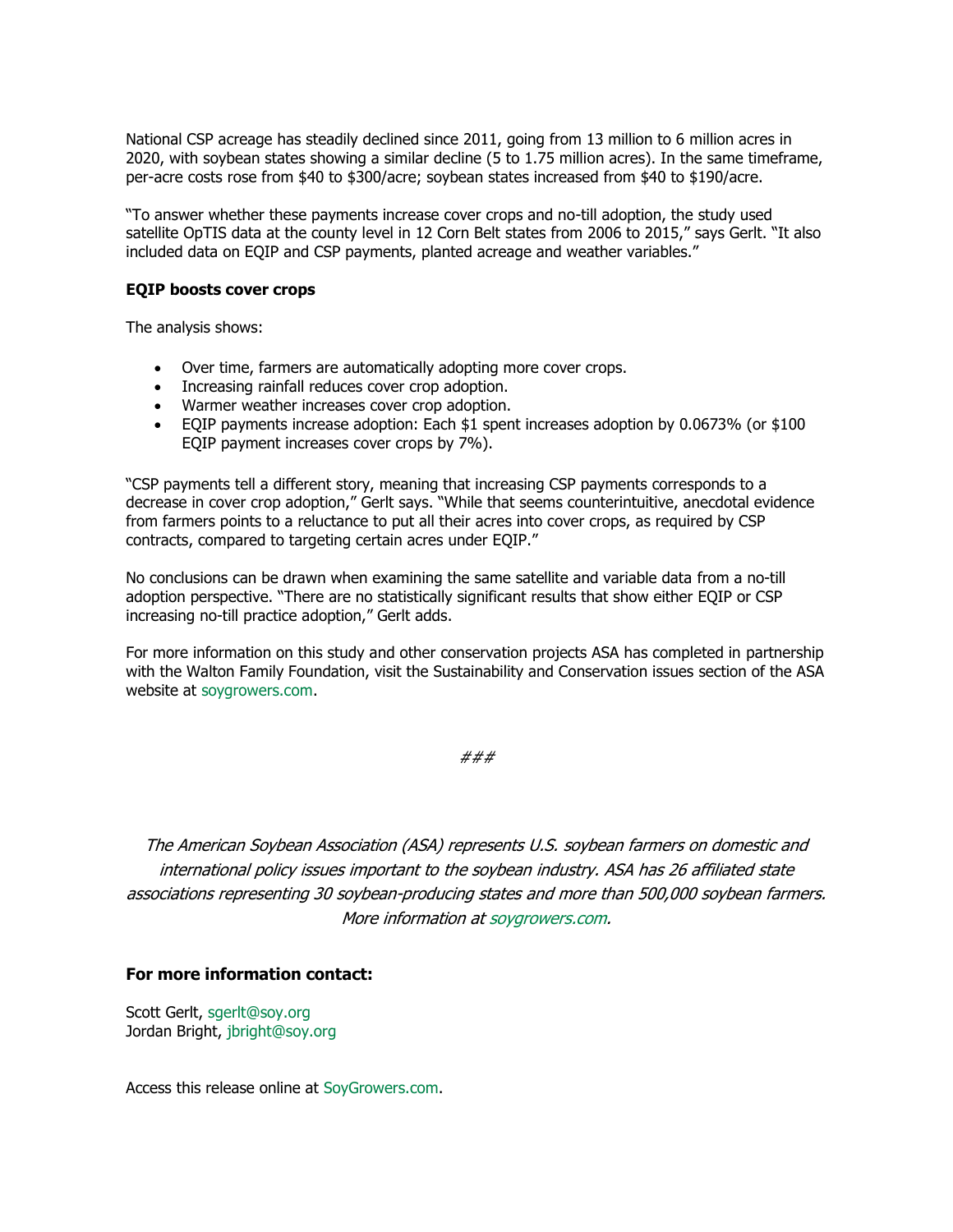National CSP acreage has steadily declined since 2011, going from 13 million to 6 million acres in 2020, with soybean states showing a similar decline (5 to 1.75 million acres). In the same timeframe, per-acre costs rose from $40 to $300/acre; soybean states increased from $40 to $190/acre.

"To answer whether these payments increase cover crops and no-till adoption, the study used satellite OpTIS data at the county level in 12 Corn Belt states from 2006 to 2015," says Gerlt. "It also included data on EQIP and CSP payments, planted acreage and weather variables."

**EQIP boosts cover crops**

The analysis shows:

- Over time, farmers are automatically adopting more cover crops.
- Increasing rainfall reduces cover crop adoption.
- Warmer weather increases cover crop adoption.
- EQIP payments increase adoption: Each $1 spent increases adoption by 0.0673% (or $100 EQIP payment increases cover crops by 7%).

"CSP payments tell a different story, meaning that increasing CSP payments corresponds to a decrease in cover crop adoption," Gerlt says. "While that seems counterintuitive, anecdotal evidence from farmers points to a reluctance to put all their acres into cover crops, as required by CSP contracts, compared to targeting certain acres under EQIP."

No conclusions can be drawn when examining the same satellite and variable data from a no-till adoption perspective. "There are no statistically significant results that show either EQIP or CSP increasing no-till practice adoption," Gerlt adds.

For more information on this study and other conservation projects ASA has completed in partnership with the Walton Family Foundation, visit the Sustainability and Conservation issues section of the ASA website at soygrowers.com.

*###*

*The American Soybean Association (ASA) represents U.S. soybean farmers on domestic and international policy issues important to the soybean industry. ASA has 26 affiliated state associations representing 30 soybean-producing states and more than 500,000 soybean farmers. More information at soygrowers.com.*

**For more information contact:**

Scott Gerlt, sgerlt@soy.org
Jordan Bright, jbright@soy.org

Access this release online at SoyGrowers.com.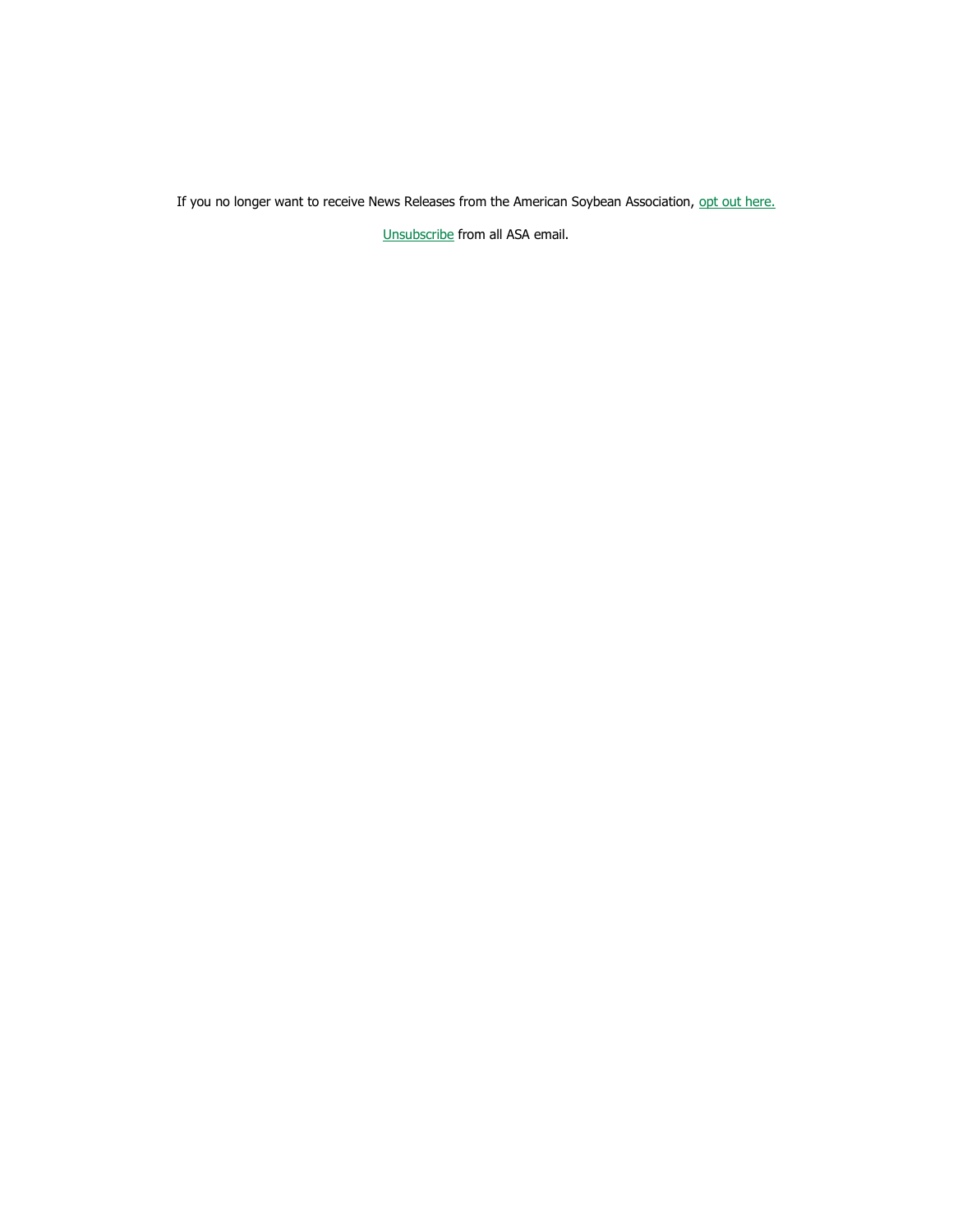If you no longer want to receive News Releases from the American Soybean Association, opt out here.

Unsubscribe from all ASA email.